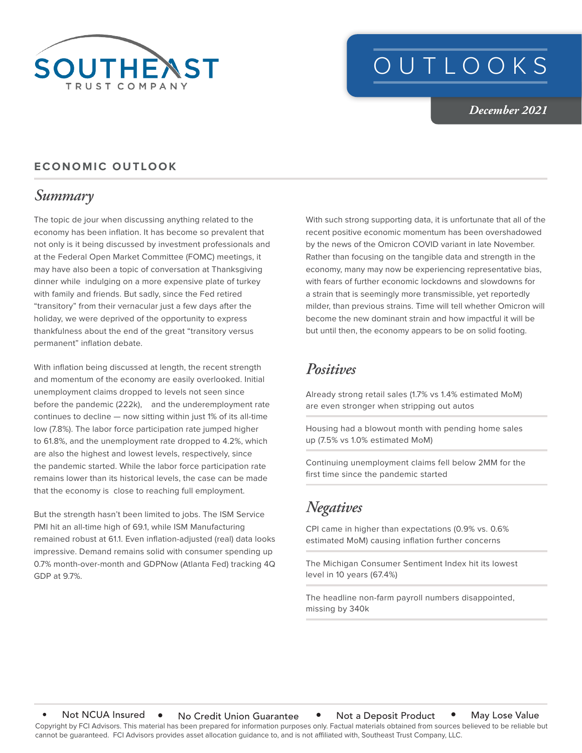SOUTHEAST TRUST COMPANY

# OUTLOOKS

*December 2021*

## ECONOMIC OUTLOOK

### *Summary*

The topic de jour when discussing anything related to the economy has been inflation. It has become so prevalent that not only is it being discussed by investment professionals and at the Federal Open Market Committee (FOMC) meetings, it may have also been a topic of conversation at Thanksgiving dinner while indulging on a more expensive plate of turkey with family and friends. But sadly, since the Fed retired "transitory" from their vernacular just a few days after the holiday, we were deprived of the opportunity to express thankfulness about the end of the great "transitory versus permanent" inflation debate.

With inflation being discussed at length, the recent strength and momentum of the economy are easily overlooked. Initial unemployment claims dropped to levels not seen since before the pandemic (222k), and the underemployment rate continues to decline — now sitting within just 1% of its all-time low (7.8%). The labor force participation rate jumped higher to 61.8%, and the unemployment rate dropped to 4.2%, which are also the highest and lowest levels, respectively, since the pandemic started. While the labor force participation rate remains lower than its historical levels, the case can be made that the economy is close to reaching full employment.

But the strength hasn't been limited to jobs. The ISM Service PMI hit an all-time high of 69.1, while ISM Manufacturing remained robust at 61.1. Even inflation-adjusted (real) data looks impressive. Demand remains solid with consumer spending up 0.7% month-over-month and GDPNow (Atlanta Fed) tracking 4Q GDP at 9.7%.

With such strong supporting data, it is unfortunate that all of the recent positive economic momentum has been overshadowed by the news of the Omicron COVID variant in late November. Rather than focusing on the tangible data and strength in the economy, many may now be experiencing representative bias, with fears of further economic lockdowns and slowdowns for a strain that is seemingly more transmissible, yet reportedly milder, than previous strains. Time will tell whether Omicron will become the new dominant strain and how impactful it will be but until then, the economy appears to be on solid footing.

### *Positives*

Already strong retail sales (1.7% vs 1.4% estimated MoM) are even stronger when stripping out autos

Housing had a blowout month with pending home sales up (7.5% vs 1.0% estimated MoM)

Continuing unemployment claims fell below 2MM for the first time since the pandemic started

### *Negatives*

CPI came in higher than expectations (0.9% vs. 0.6% estimated MoM) causing inflation further concerns

The Michigan Consumer Sentiment Index hit its lowest level in 10 years (67.4%)

The headline non-farm payroll numbers disappointed, missing by 340k

- Not NCUA Insured • No Credit Union Guarantee • Not a Deposit Product • May Lose Value

Copyright by FCI Advisors. This material has been prepared for information purposes only. Factual materials obtained from sources believed to be reliable but cannot be guaranteed. FCI Advisors provides asset allocation guidance to, and is not affiliated with, Southeast Trust Company, LLC.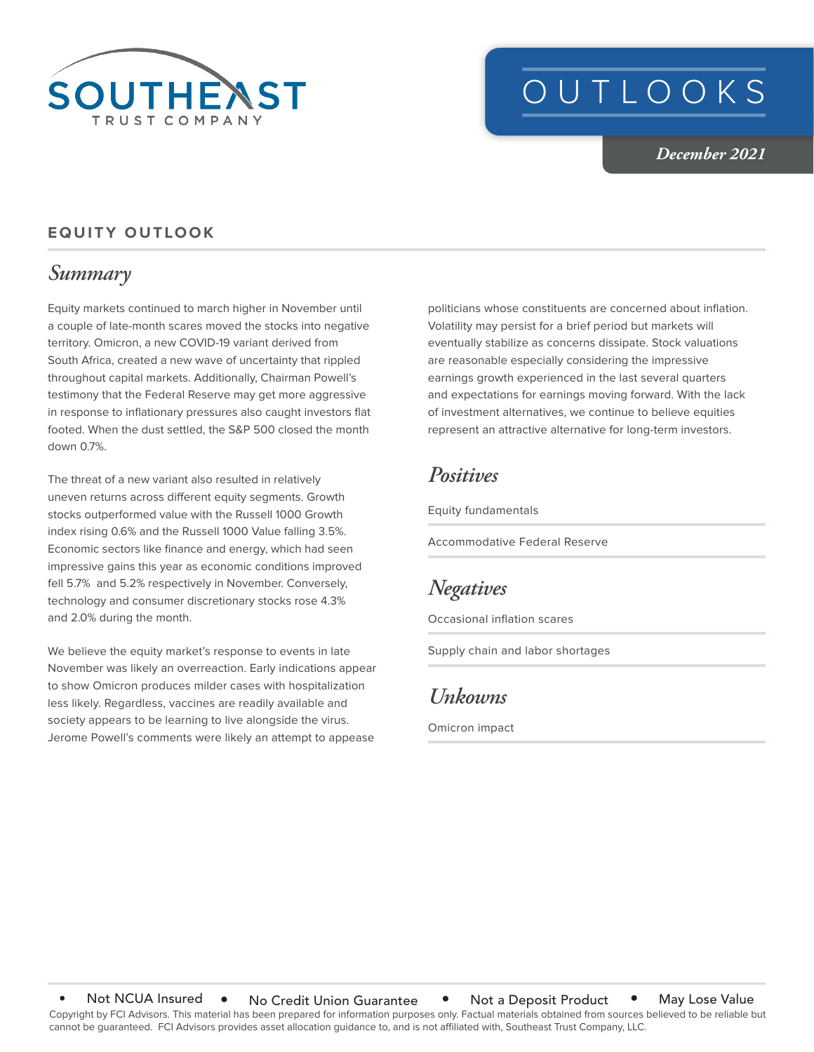# EQUITY OUTLOOK

## *Summary*

Equity markets continued to march higher in November until a couple of late-month scares moved the stocks into negative territory. Omicron, a new COVID-19 variant derived from South Africa, created a new wave of uncertainty that rippled throughout capital markets. Additionally, Chairman Powell's testimony that the Federal Reserve may get more aggressive in response to inflationary pressures also caught investors flat footed. When the dust settled, the S&P 500 closed the month down 0.7%.

The threat of a new variant also resulted in relatively uneven returns across different equity segments. Growth stocks outperformed value with the Russell 1000 Growth index rising 0.6% and the Russell 1000 Value falling 3.5%. Economic sectors like finance and energy, which had seen impressive gains this year as economic conditions improved fell 5.7% and 5.2% respectively in November. Conversely, technology and consumer discretionary stocks rose 4.3% and 2.0% during the month.

We believe the equity market's response to events in late November was likely an overreaction. Early indications appear to show Omicron produces milder cases with hospitalization less likely. Regardless, vaccines are readily available and society appears to be learning to live alongside the virus. Jerome Powell's comments were likely an attempt to appease politicians whose constituents are concerned about inflation. Volatility may persist for a brief period but markets will eventually stabilize as concerns dissipate. Stock valuations are reasonable especially considering the impressive earnings growth experienced in the last several quarters and expectations for earnings moving forward. With the lack of investment alternatives, we continue to believe equities represent an attractive alternative for long-term investors.

## *Positives*

Equity fundamentals

Accommodative Federal Reserve

## *Negatives*

Occasional inflation scares

Supply chain and labor shortages

## *Unkowns*

Omicron impact

- Not NCUA Insured
- No Credit Union Guarantee
- Not a Deposit Product
- May Lose Value

Copyright by FCI Advisors. This material has been prepared for information purposes only. Factual materials obtained from sources believed to be reliable but cannot be guaranteed. FCI Advisors provides asset allocation guidance to, and is not affiliated with, Southeast Trust Company, LLC.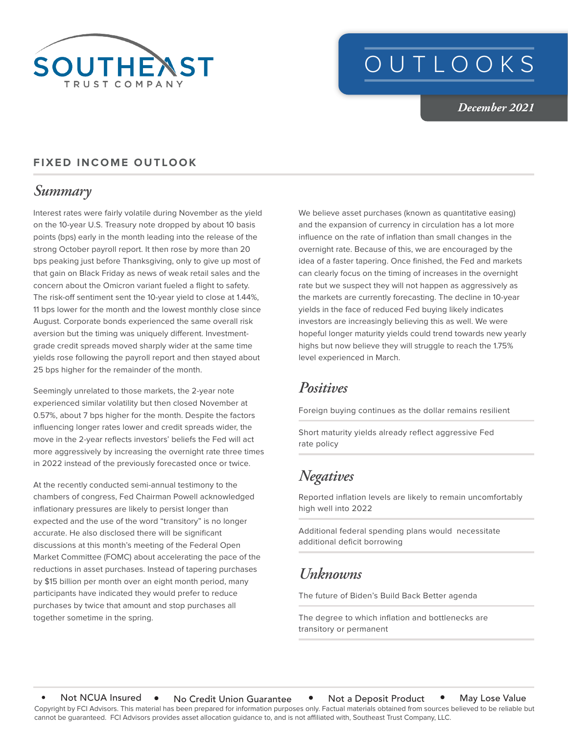# SOUTHEAST TRUST COMPANY

# OUTLOOKS

*December 2021*

## FIXED INCOME OUTLOOK

### *Summary*

Interest rates were fairly volatile during November as the yield on the 10-year U.S. Treasury note dropped by about 10 basis points (bps) early in the month leading into the release of the strong October payroll report. It then rose by more than 20 bps peaking just before Thanksgiving, only to give up most of that gain on Black Friday as news of weak retail sales and the concern about the Omicron variant fueled a flight to safety. The risk-off sentiment sent the 10-year yield to close at 1.44%, 11 bps lower for the month and the lowest monthly close since August. Corporate bonds experienced the same overall risk aversion but the timing was uniquely different. Investment-grade credit spreads moved sharply wider at the same time yields rose following the payroll report and then stayed about 25 bps higher for the remainder of the month.

Seemingly unrelated to those markets, the 2-year note experienced similar volatility but then closed November at 0.57%, about 7 bps higher for the month. Despite the factors influencing longer rates lower and credit spreads wider, the move in the 2-year reflects investors' beliefs the Fed will act more aggressively by increasing the overnight rate three times in 2022 instead of the previously forecasted once or twice.

At the recently conducted semi-annual testimony to the chambers of congress, Fed Chairman Powell acknowledged inflationary pressures are likely to persist longer than expected and the use of the word "transitory" is no longer accurate. He also disclosed there will be significant discussions at this month's meeting of the Federal Open Market Committee (FOMC) about accelerating the pace of the reductions in asset purchases. Instead of tapering purchases by $15 billion per month over an eight month period, many participants have indicated they would prefer to reduce purchases by twice that amount and stop purchases all together sometime in the spring.

We believe asset purchases (known as quantitative easing) and the expansion of currency in circulation has a lot more influence on the rate of inflation than small changes in the overnight rate. Because of this, we are encouraged by the idea of a faster tapering. Once finished, the Fed and markets can clearly focus on the timing of increases in the overnight rate but we suspect they will not happen as aggressively as the markets are currently forecasting. The decline in 10-year yields in the face of reduced Fed buying likely indicates investors are increasingly believing this as well. We were hopeful longer maturity yields could trend towards new yearly highs but now believe they will struggle to reach the 1.75% level experienced in March.

### *Positives*

Foreign buying continues as the dollar remains resilient

Short maturity yields already reflect aggressive Fed rate policy

### *Negatives*

Reported inflation levels are likely to remain uncomfortably high well into 2022

Additional federal spending plans would necessitate additional deficit borrowing

### *Unknowns*

The future of Biden's Build Back Better agenda

The degree to which inflation and bottlenecks are transitory or permanent

- Not NCUA Insured
- No Credit Union Guarantee
- Not a Deposit Product
- May Lose Value

Copyright by FCI Advisors. This material has been prepared for information purposes only. Factual materials obtained from sources believed to be reliable but cannot be guaranteed. FCI Advisors provides asset allocation guidance to, and is not affiliated with, Southeast Trust Company, LLC.